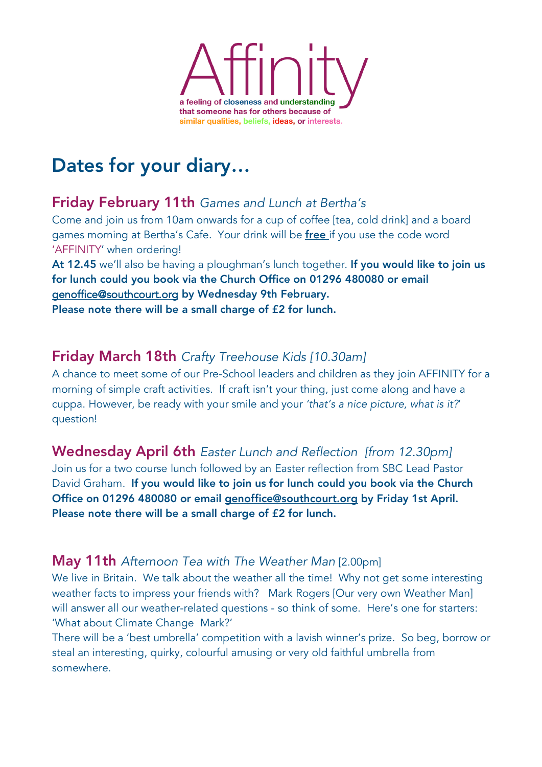# Affinity

a feeling of closeness and understanding that someone has for others because of similar qualities, beliefs, ideas, or interests.

## Dates for your diary…

### Friday February 11th *Games and Lunch at Bertha's*

Come and join us from 10am onwards for a cup of coffee [tea, cold drink] and a board games morning at Bertha's Cafe. Your drink will be **free** if you use the code word 'AFFINITY' when ordering!

**At 12.45** we'll also be having a ploughman's lunch together. **If you would like to join us for lunch could you book via the Church Office on 01296 480080 or email genoffice@southcourt.org by Wednesday 9th February.**
**Please note there will be a small charge of £2 for lunch.**

### Friday March 18th *Crafty Treehouse Kids [10.30am]*

A chance to meet some of our Pre-School leaders and children as they join AFFINITY for a morning of simple craft activities. If craft isn't your thing, just come along and have a cuppa. However, be ready with your smile and your *'that's a nice picture, what is it?'* question!

### Wednesday April 6th *Easter Lunch and Reflection [from 12.30pm]*

Join us for a two course lunch followed by an Easter reflection from SBC Lead Pastor David Graham. **If you would like to join us for lunch could you book via the Church Office on 01296 480080 or email genoffice@southcourt.org by Friday 1st April.**
**Please note there will be a small charge of £2 for lunch.**

### May 11th *Afternoon Tea with The Weather Man* [2.00pm]

We live in Britain. We talk about the weather all the time! Why not get some interesting weather facts to impress your friends with? Mark Rogers [Our very own Weather Man] will answer all our weather-related questions - so think of some. Here's one for starters: 'What about Climate Change Mark?'

There will be a 'best umbrella' competition with a lavish winner's prize. So beg, borrow or steal an interesting, quirky, colourful amusing or very old faithful umbrella from somewhere.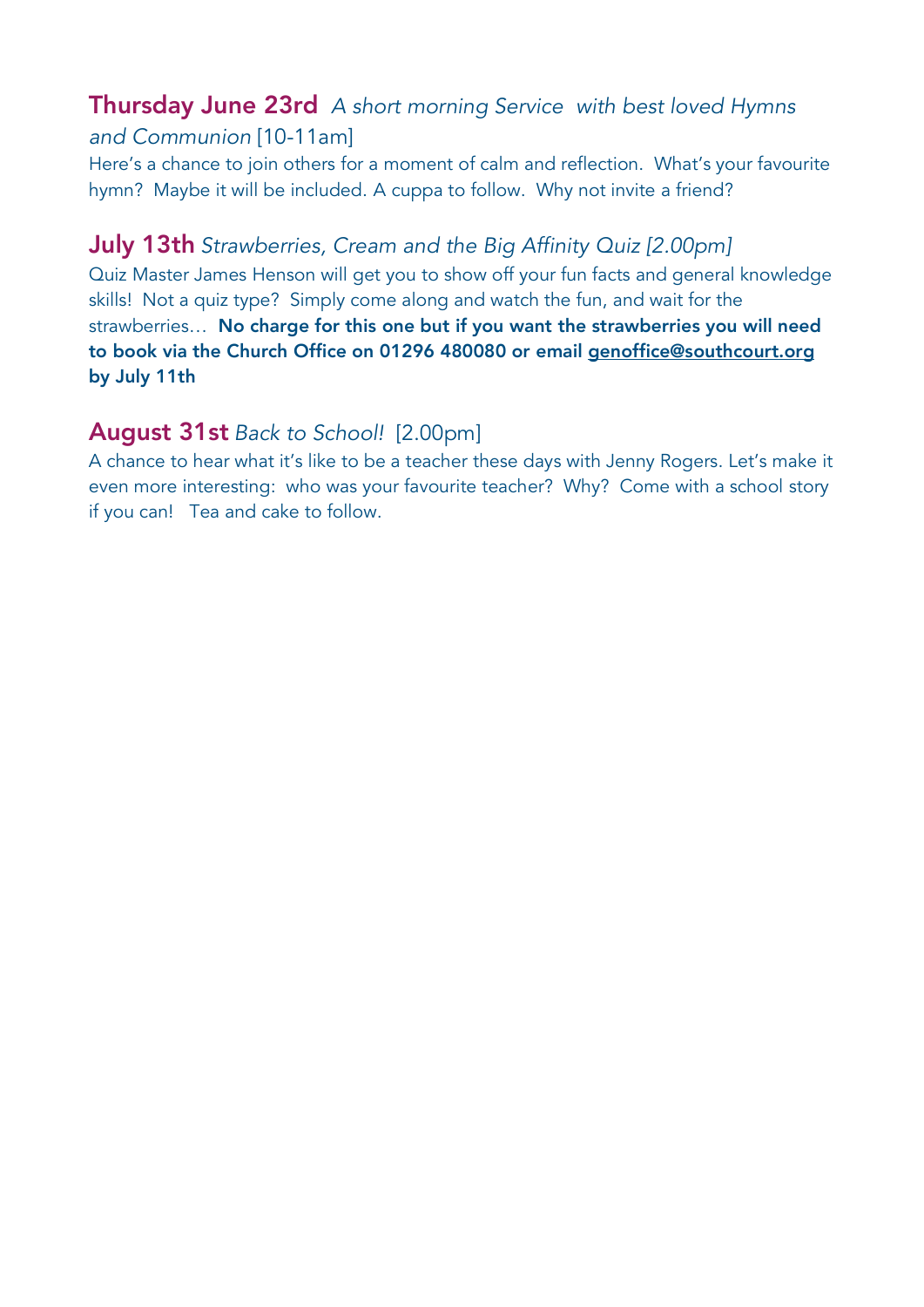### **Thursday June 23rd** *A short morning Service with best loved Hymns and Communion* [10-11am]

Here's a chance to join others for a moment of calm and reflection. What's your favourite hymn? Maybe it will be included. A cuppa to follow. Why not invite a friend?

### **July 13th** *Strawberries, Cream and the Big Affinity Quiz [2.00pm]*

Quiz Master James Henson will get you to show off your fun facts and general knowledge skills! Not a quiz type? Simply come along and watch the fun, and wait for the strawberries… **No charge for this one but if you want the strawberries you will need to book via the Church Office on 01296 480080 or email genoffice@southcourt.org by July 11th**

### **August 31st** *Back to School!* [2.00pm]

A chance to hear what it's like to be a teacher these days with Jenny Rogers. Let's make it even more interesting: who was your favourite teacher? Why? Come with a school story if you can! Tea and cake to follow.